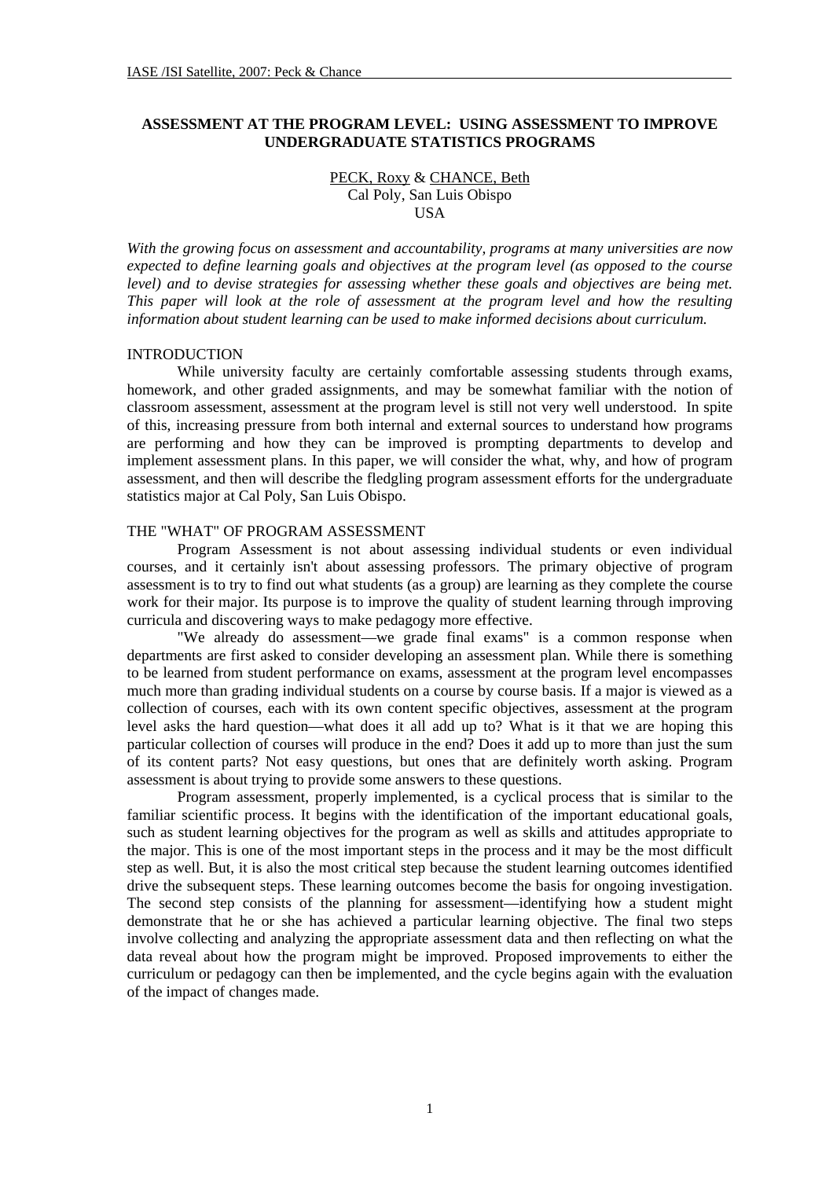# ASSESSMENT AT THE PROGRAM LEVEL: USING ASSESSMENT TO IMPROVE UNDERGRADUATE STATISTICS PROGRAMS

PECK, Roxy & CHANCE, Beth
Cal Poly, San Luis Obispo
USA

*With the growing focus on assessment and accountability, programs at many universities are now expected to define learning goals and objectives at the program level (as opposed to the course level) and to devise strategies for assessing whether these goals and objectives are being met. This paper will look at the role of assessment at the program level and how the resulting information about student learning can be used to make informed decisions about curriculum.*

## INTRODUCTION

While university faculty are certainly comfortable assessing students through exams, homework, and other graded assignments, and may be somewhat familiar with the notion of classroom assessment, assessment at the program level is still not very well understood. In spite of this, increasing pressure from both internal and external sources to understand how programs are performing and how they can be improved is prompting departments to develop and implement assessment plans. In this paper, we will consider the what, why, and how of program assessment, and then will describe the fledgling program assessment efforts for the undergraduate statistics major at Cal Poly, San Luis Obispo.

## THE "WHAT" OF PROGRAM ASSESSMENT

Program Assessment is not about assessing individual students or even individual courses, and it certainly isn't about assessing professors. The primary objective of program assessment is to try to find out what students (as a group) are learning as they complete the course work for their major. Its purpose is to improve the quality of student learning through improving curricula and discovering ways to make pedagogy more effective.

"We already do assessment—we grade final exams" is a common response when departments are first asked to consider developing an assessment plan. While there is something to be learned from student performance on exams, assessment at the program level encompasses much more than grading individual students on a course by course basis. If a major is viewed as a collection of courses, each with its own content specific objectives, assessment at the program level asks the hard question—what does it all add up to? What is it that we are hoping this particular collection of courses will produce in the end? Does it add up to more than just the sum of its content parts? Not easy questions, but ones that are definitely worth asking. Program assessment is about trying to provide some answers to these questions.

Program assessment, properly implemented, is a cyclical process that is similar to the familiar scientific process. It begins with the identification of the important educational goals, such as student learning objectives for the program as well as skills and attitudes appropriate to the major. This is one of the most important steps in the process and it may be the most difficult step as well. But, it is also the most critical step because the student learning outcomes identified drive the subsequent steps. These learning outcomes become the basis for ongoing investigation. The second step consists of the planning for assessment—identifying how a student might demonstrate that he or she has achieved a particular learning objective. The final two steps involve collecting and analyzing the appropriate assessment data and then reflecting on what the data reveal about how the program might be improved. Proposed improvements to either the curriculum or pedagogy can then be implemented, and the cycle begins again with the evaluation of the impact of changes made.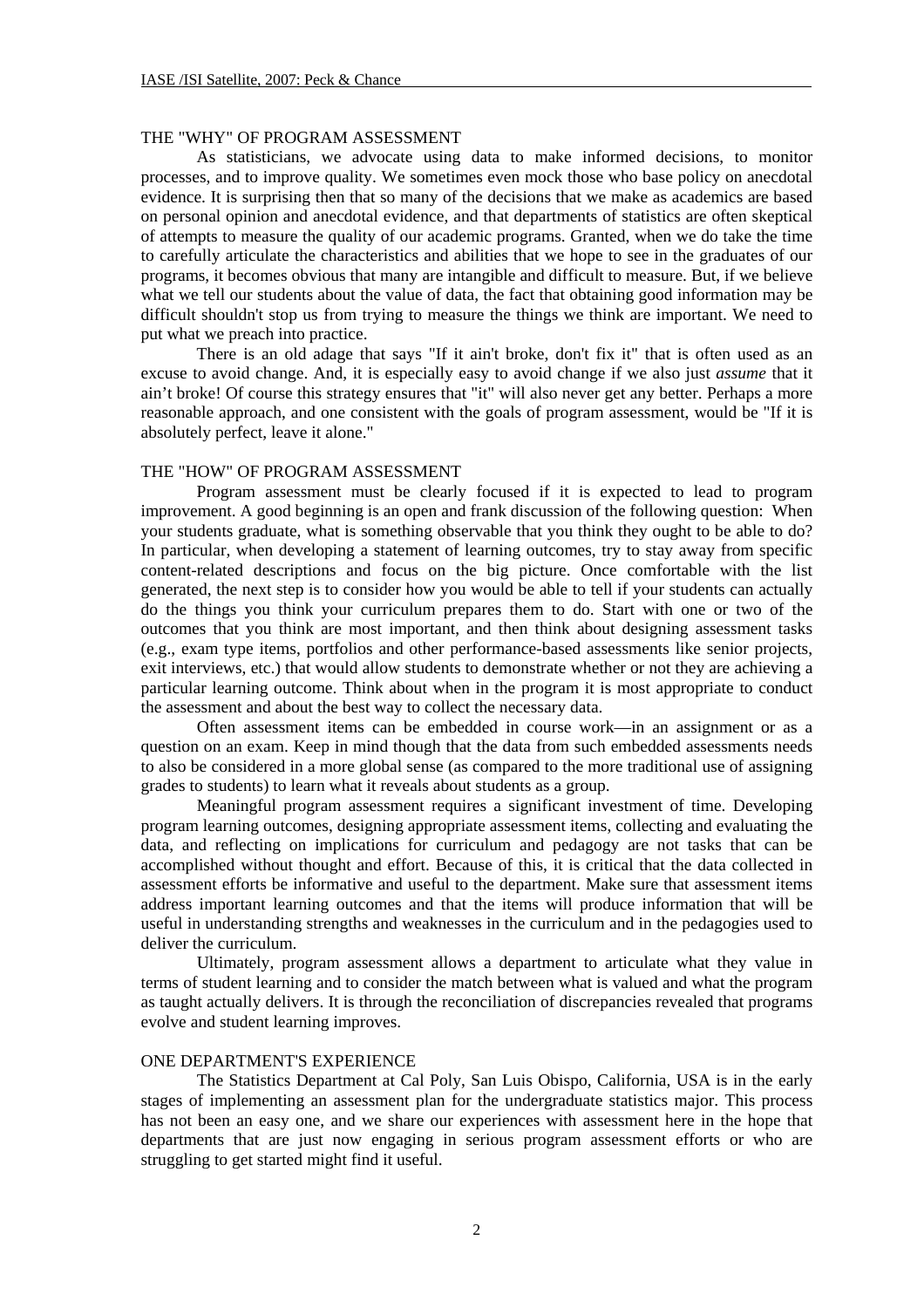## THE "WHY" OF PROGRAM ASSESSMENT

As statisticians, we advocate using data to make informed decisions, to monitor processes, and to improve quality. We sometimes even mock those who base policy on anecdotal evidence. It is surprising then that so many of the decisions that we make as academics are based on personal opinion and anecdotal evidence, and that departments of statistics are often skeptical of attempts to measure the quality of our academic programs. Granted, when we do take the time to carefully articulate the characteristics and abilities that we hope to see in the graduates of our programs, it becomes obvious that many are intangible and difficult to measure. But, if we believe what we tell our students about the value of data, the fact that obtaining good information may be difficult shouldn't stop us from trying to measure the things we think are important. We need to put what we preach into practice.

There is an old adage that says "If it ain't broke, don't fix it" that is often used as an excuse to avoid change. And, it is especially easy to avoid change if we also just *assume* that it ain't broke! Of course this strategy ensures that "it" will also never get any better. Perhaps a more reasonable approach, and one consistent with the goals of program assessment, would be "If it is absolutely perfect, leave it alone."

## THE "HOW" OF PROGRAM ASSESSMENT

Program assessment must be clearly focused if it is expected to lead to program improvement. A good beginning is an open and frank discussion of the following question: When your students graduate, what is something observable that you think they ought to be able to do? In particular, when developing a statement of learning outcomes, try to stay away from specific content-related descriptions and focus on the big picture. Once comfortable with the list generated, the next step is to consider how you would be able to tell if your students can actually do the things you think your curriculum prepares them to do. Start with one or two of the outcomes that you think are most important, and then think about designing assessment tasks (e.g., exam type items, portfolios and other performance-based assessments like senior projects, exit interviews, etc.) that would allow students to demonstrate whether or not they are achieving a particular learning outcome. Think about when in the program it is most appropriate to conduct the assessment and about the best way to collect the necessary data.

Often assessment items can be embedded in course work—in an assignment or as a question on an exam. Keep in mind though that the data from such embedded assessments needs to also be considered in a more global sense (as compared to the more traditional use of assigning grades to students) to learn what it reveals about students as a group.

Meaningful program assessment requires a significant investment of time. Developing program learning outcomes, designing appropriate assessment items, collecting and evaluating the data, and reflecting on implications for curriculum and pedagogy are not tasks that can be accomplished without thought and effort. Because of this, it is critical that the data collected in assessment efforts be informative and useful to the department. Make sure that assessment items address important learning outcomes and that the items will produce information that will be useful in understanding strengths and weaknesses in the curriculum and in the pedagogies used to deliver the curriculum.

Ultimately, program assessment allows a department to articulate what they value in terms of student learning and to consider the match between what is valued and what the program as taught actually delivers. It is through the reconciliation of discrepancies revealed that programs evolve and student learning improves.

## ONE DEPARTMENT'S EXPERIENCE

The Statistics Department at Cal Poly, San Luis Obispo, California, USA is in the early stages of implementing an assessment plan for the undergraduate statistics major. This process has not been an easy one, and we share our experiences with assessment here in the hope that departments that are just now engaging in serious program assessment efforts or who are struggling to get started might find it useful.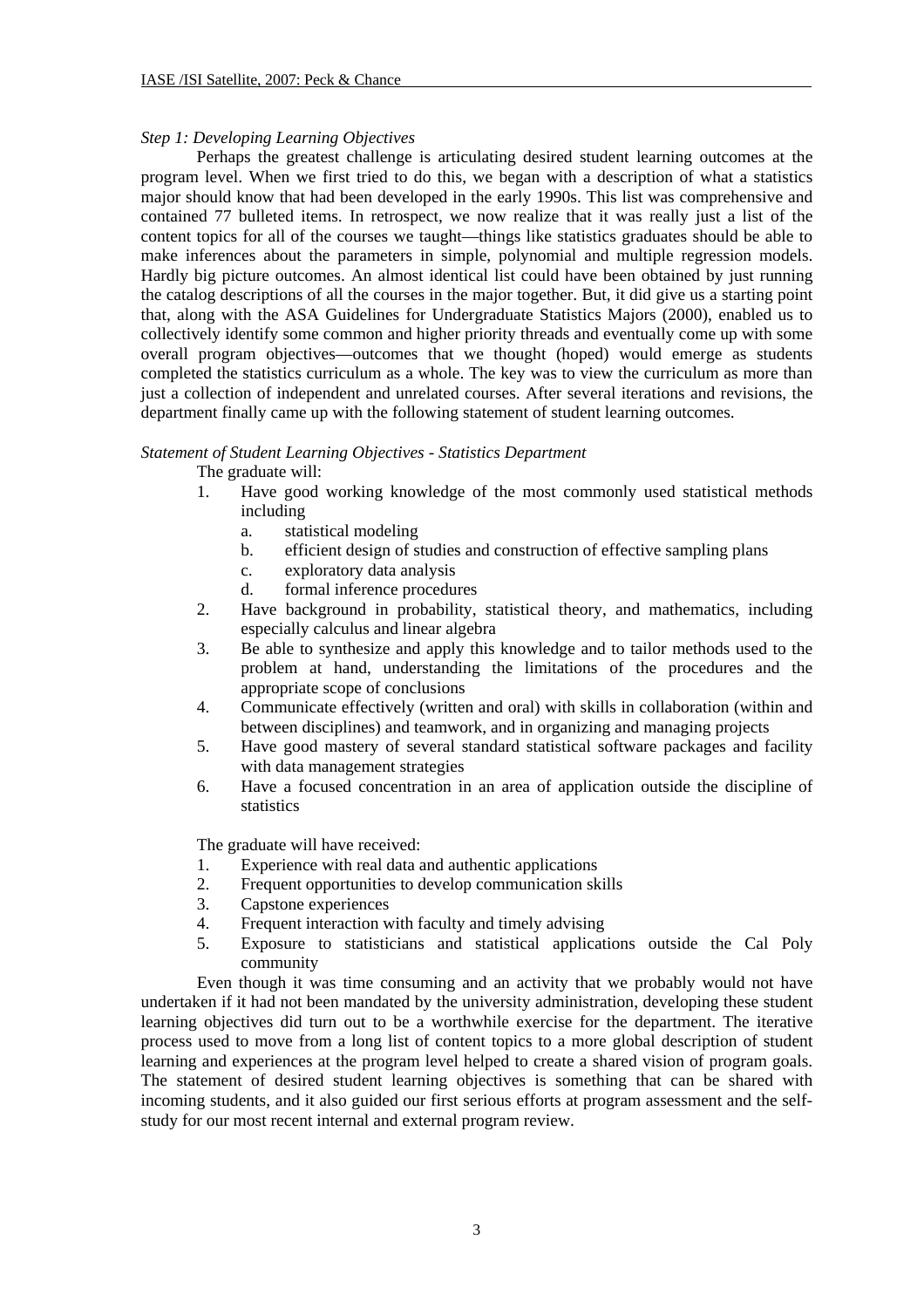*Step 1: Developing Learning Objectives*

Perhaps the greatest challenge is articulating desired student learning outcomes at the program level. When we first tried to do this, we began with a description of what a statistics major should know that had been developed in the early 1990s. This list was comprehensive and contained 77 bulleted items. In retrospect, we now realize that it was really just a list of the content topics for all of the courses we taught—things like statistics graduates should be able to make inferences about the parameters in simple, polynomial and multiple regression models. Hardly big picture outcomes. An almost identical list could have been obtained by just running the catalog descriptions of all the courses in the major together. But, it did give us a starting point that, along with the ASA Guidelines for Undergraduate Statistics Majors (2000), enabled us to collectively identify some common and higher priority threads and eventually come up with some overall program objectives—outcomes that we thought (hoped) would emerge as students completed the statistics curriculum as a whole. The key was to view the curriculum as more than just a collection of independent and unrelated courses. After several iterations and revisions, the department finally came up with the following statement of student learning outcomes.

*Statement of Student Learning Objectives - Statistics Department*

The graduate will:

1. Have good working knowledge of the most commonly used statistical methods including
   a. statistical modeling
   b. efficient design of studies and construction of effective sampling plans
   c. exploratory data analysis
   d. formal inference procedures
2. Have background in probability, statistical theory, and mathematics, including especially calculus and linear algebra
3. Be able to synthesize and apply this knowledge and to tailor methods used to the problem at hand, understanding the limitations of the procedures and the appropriate scope of conclusions
4. Communicate effectively (written and oral) with skills in collaboration (within and between disciplines) and teamwork, and in organizing and managing projects
5. Have good mastery of several standard statistical software packages and facility with data management strategies
6. Have a focused concentration in an area of application outside the discipline of statistics

The graduate will have received:

1. Experience with real data and authentic applications
2. Frequent opportunities to develop communication skills
3. Capstone experiences
4. Frequent interaction with faculty and timely advising
5. Exposure to statisticians and statistical applications outside the Cal Poly community

Even though it was time consuming and an activity that we probably would not have undertaken if it had not been mandated by the university administration, developing these student learning objectives did turn out to be a worthwhile exercise for the department. The iterative process used to move from a long list of content topics to a more global description of student learning and experiences at the program level helped to create a shared vision of program goals. The statement of desired student learning objectives is something that can be shared with incoming students, and it also guided our first serious efforts at program assessment and the self-study for our most recent internal and external program review.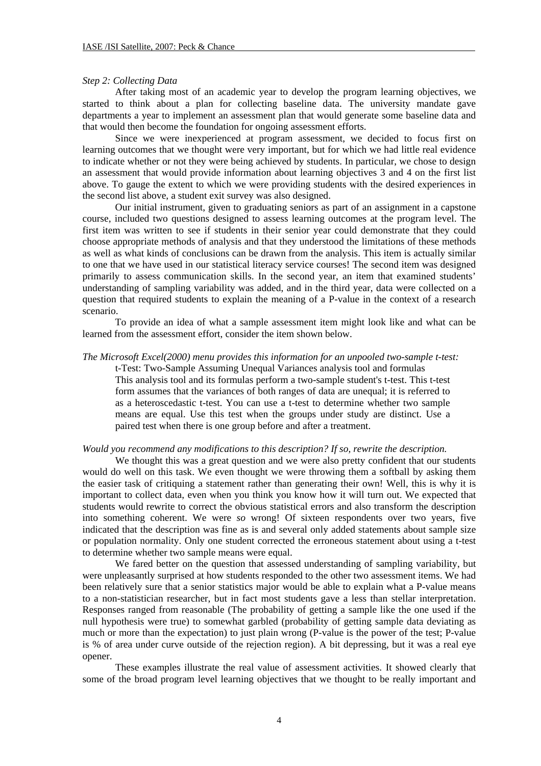*Step 2: Collecting Data*

After taking most of an academic year to develop the program learning objectives, we started to think about a plan for collecting baseline data. The university mandate gave departments a year to implement an assessment plan that would generate some baseline data and that would then become the foundation for ongoing assessment efforts.

Since we were inexperienced at program assessment, we decided to focus first on learning outcomes that we thought were very important, but for which we had little real evidence to indicate whether or not they were being achieved by students. In particular, we chose to design an assessment that would provide information about learning objectives 3 and 4 on the first list above. To gauge the extent to which we were providing students with the desired experiences in the second list above, a student exit survey was also designed.

Our initial instrument, given to graduating seniors as part of an assignment in a capstone course, included two questions designed to assess learning outcomes at the program level. The first item was written to see if students in their senior year could demonstrate that they could choose appropriate methods of analysis and that they understood the limitations of these methods as well as what kinds of conclusions can be drawn from the analysis. This item is actually similar to one that we have used in our statistical literacy service courses! The second item was designed primarily to assess communication skills. In the second year, an item that examined students' understanding of sampling variability was added, and in the third year, data were collected on a question that required students to explain the meaning of a P-value in the context of a research scenario.

To provide an idea of what a sample assessment item might look like and what can be learned from the assessment effort, consider the item shown below.

*The Microsoft Excel(2000) menu provides this information for an unpooled two-sample t-test:*

> t-Test: Two-Sample Assuming Unequal Variances analysis tool and formulas
> This analysis tool and its formulas perform a two-sample student's t-test. This t-test form assumes that the variances of both ranges of data are unequal; it is referred to as a heteroscedastic t-test. You can use a t-test to determine whether two sample means are equal. Use this test when the groups under study are distinct. Use a paired test when there is one group before and after a treatment.

*Would you recommend any modifications to this description? If so, rewrite the description.*

We thought this was a great question and we were also pretty confident that our students would do well on this task. We even thought we were throwing them a softball by asking them the easier task of critiquing a statement rather than generating their own! Well, this is why it is important to collect data, even when you think you know how it will turn out. We expected that students would rewrite to correct the obvious statistical errors and also transform the description into something coherent. We were *so* wrong! Of sixteen respondents over two years, five indicated that the description was fine as is and several only added statements about sample size or population normality. Only one student corrected the erroneous statement about using a t-test to determine whether two sample means were equal.

We fared better on the question that assessed understanding of sampling variability, but were unpleasantly surprised at how students responded to the other two assessment items. We had been relatively sure that a senior statistics major would be able to explain what a P-value means to a non-statistician researcher, but in fact most students gave a less than stellar interpretation. Responses ranged from reasonable (The probability of getting a sample like the one used if the null hypothesis were true) to somewhat garbled (probability of getting sample data deviating as much or more than the expectation) to just plain wrong (P-value is the power of the test; P-value is % of area under curve outside of the rejection region). A bit depressing, but it was a real eye opener.

These examples illustrate the real value of assessment activities. It showed clearly that some of the broad program level learning objectives that we thought to be really important and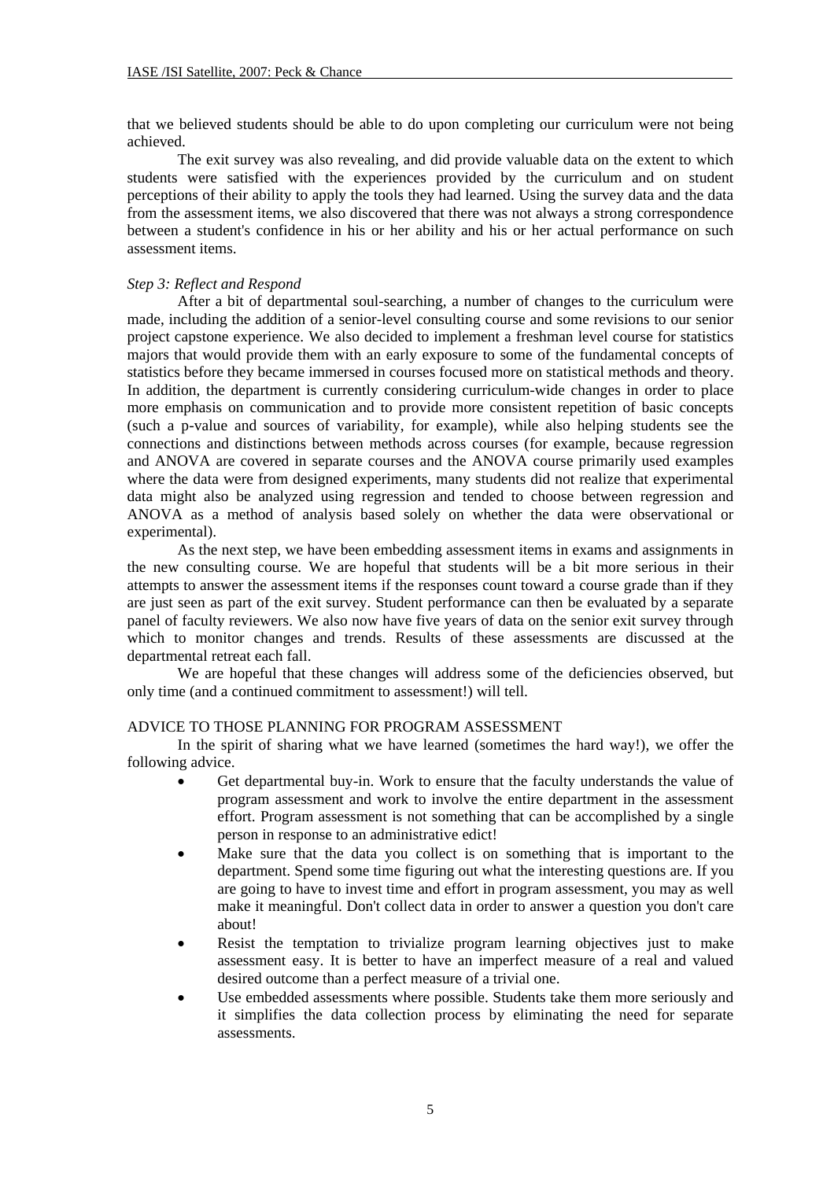that we believed students should be able to do upon completing our curriculum were not being achieved.

The exit survey was also revealing, and did provide valuable data on the extent to which students were satisfied with the experiences provided by the curriculum and on student perceptions of their ability to apply the tools they had learned. Using the survey data and the data from the assessment items, we also discovered that there was not always a strong correspondence between a student's confidence in his or her ability and his or her actual performance on such assessment items.

*Step 3: Reflect and Respond*

After a bit of departmental soul-searching, a number of changes to the curriculum were made, including the addition of a senior-level consulting course and some revisions to our senior project capstone experience. We also decided to implement a freshman level course for statistics majors that would provide them with an early exposure to some of the fundamental concepts of statistics before they became immersed in courses focused more on statistical methods and theory. In addition, the department is currently considering curriculum-wide changes in order to place more emphasis on communication and to provide more consistent repetition of basic concepts (such a p-value and sources of variability, for example), while also helping students see the connections and distinctions between methods across courses (for example, because regression and ANOVA are covered in separate courses and the ANOVA course primarily used examples where the data were from designed experiments, many students did not realize that experimental data might also be analyzed using regression and tended to choose between regression and ANOVA as a method of analysis based solely on whether the data were observational or experimental).

As the next step, we have been embedding assessment items in exams and assignments in the new consulting course. We are hopeful that students will be a bit more serious in their attempts to answer the assessment items if the responses count toward a course grade than if they are just seen as part of the exit survey. Student performance can then be evaluated by a separate panel of faculty reviewers. We also now have five years of data on the senior exit survey through which to monitor changes and trends. Results of these assessments are discussed at the departmental retreat each fall.

We are hopeful that these changes will address some of the deficiencies observed, but only time (and a continued commitment to assessment!) will tell.

## ADVICE TO THOSE PLANNING FOR PROGRAM ASSESSMENT

In the spirit of sharing what we have learned (sometimes the hard way!), we offer the following advice.

- Get departmental buy-in. Work to ensure that the faculty understands the value of program assessment and work to involve the entire department in the assessment effort. Program assessment is not something that can be accomplished by a single person in response to an administrative edict!
- Make sure that the data you collect is on something that is important to the department. Spend some time figuring out what the interesting questions are. If you are going to have to invest time and effort in program assessment, you may as well make it meaningful. Don't collect data in order to answer a question you don't care about!
- Resist the temptation to trivialize program learning objectives just to make assessment easy. It is better to have an imperfect measure of a real and valued desired outcome than a perfect measure of a trivial one.
- Use embedded assessments where possible. Students take them more seriously and it simplifies the data collection process by eliminating the need for separate assessments.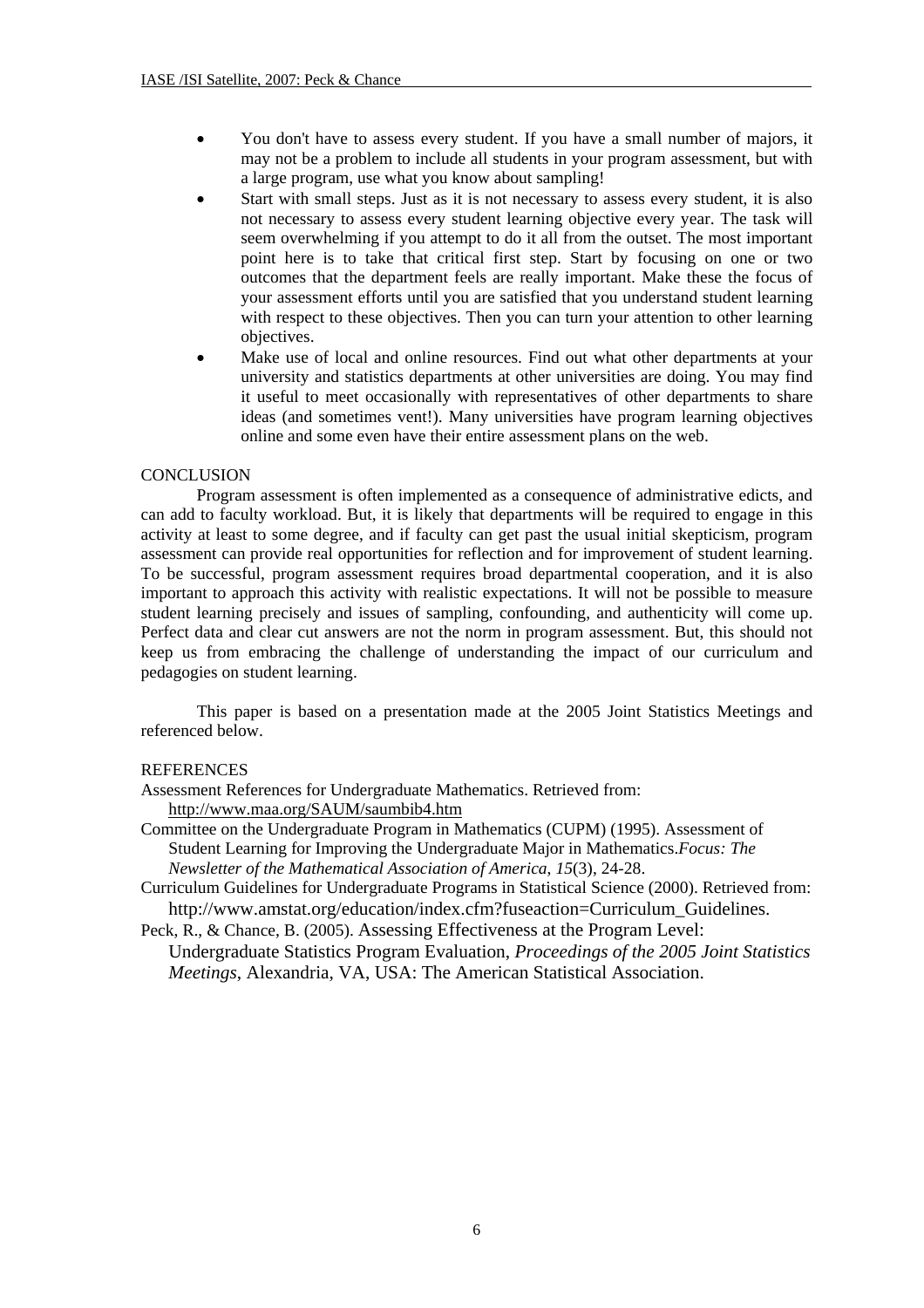- You don't have to assess every student. If you have a small number of majors, it may not be a problem to include all students in your program assessment, but with a large program, use what you know about sampling!
- Start with small steps. Just as it is not necessary to assess every student, it is also not necessary to assess every student learning objective every year. The task will seem overwhelming if you attempt to do it all from the outset. The most important point here is to take that critical first step. Start by focusing on one or two outcomes that the department feels are really important. Make these the focus of your assessment efforts until you are satisfied that you understand student learning with respect to these objectives. Then you can turn your attention to other learning objectives.
- Make use of local and online resources. Find out what other departments at your university and statistics departments at other universities are doing. You may find it useful to meet occasionally with representatives of other departments to share ideas (and sometimes vent!). Many universities have program learning objectives online and some even have their entire assessment plans on the web.

## CONCLUSION

Program assessment is often implemented as a consequence of administrative edicts, and can add to faculty workload. But, it is likely that departments will be required to engage in this activity at least to some degree, and if faculty can get past the usual initial skepticism, program assessment can provide real opportunities for reflection and for improvement of student learning. To be successful, program assessment requires broad departmental cooperation, and it is also important to approach this activity with realistic expectations. It will not be possible to measure student learning precisely and issues of sampling, confounding, and authenticity will come up. Perfect data and clear cut answers are not the norm in program assessment. But, this should not keep us from embracing the challenge of understanding the impact of our curriculum and pedagogies on student learning.

This paper is based on a presentation made at the 2005 Joint Statistics Meetings and referenced below.

## REFERENCES

Assessment References for Undergraduate Mathematics. Retrieved from: http://www.maa.org/SAUM/saumbib4.htm

Committee on the Undergraduate Program in Mathematics (CUPM) (1995). Assessment of Student Learning for Improving the Undergraduate Major in Mathematics. *Focus: The Newsletter of the Mathematical Association of America*, *15*(3), 24-28.

Curriculum Guidelines for Undergraduate Programs in Statistical Science (2000). Retrieved from: http://www.amstat.org/education/index.cfm?fuseaction=Curriculum_Guidelines.

Peck, R., & Chance, B. (2005). Assessing Effectiveness at the Program Level: Undergraduate Statistics Program Evaluation, *Proceedings of the 2005 Joint Statistics Meetings*, Alexandria, VA, USA: The American Statistical Association.